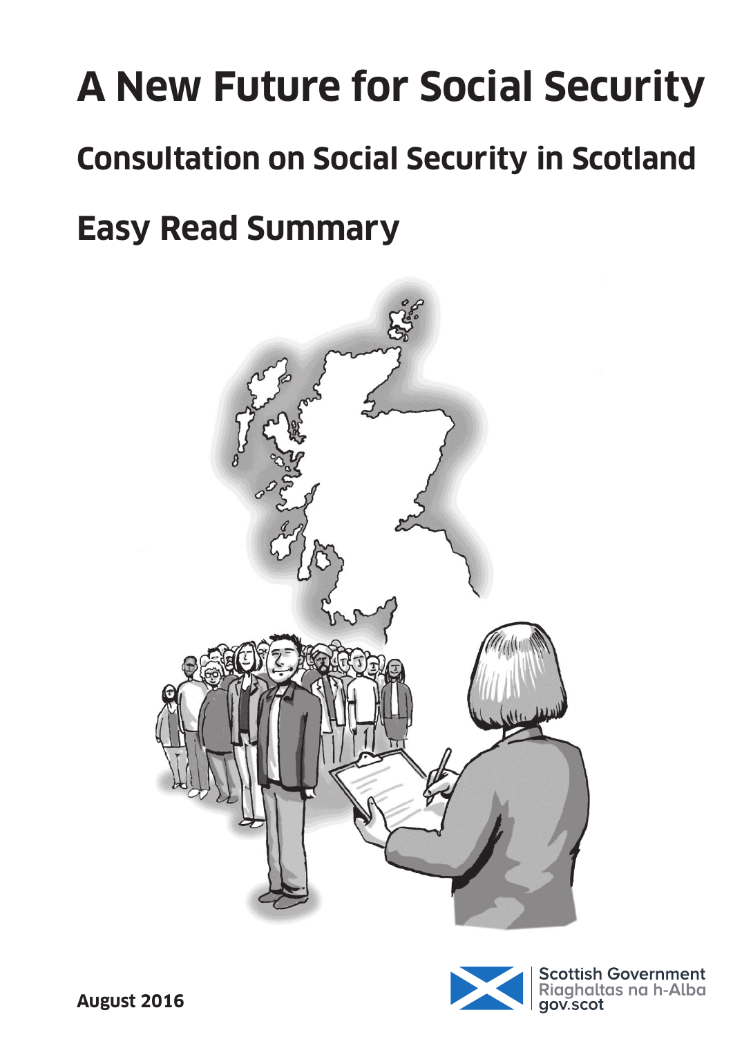# A New Future for Social Security

## Consultation on Social Security in Scotland

## Easy Read Summary

**August 2016**

Scottish Government
Riaghaltas na h-Alba
gov.scot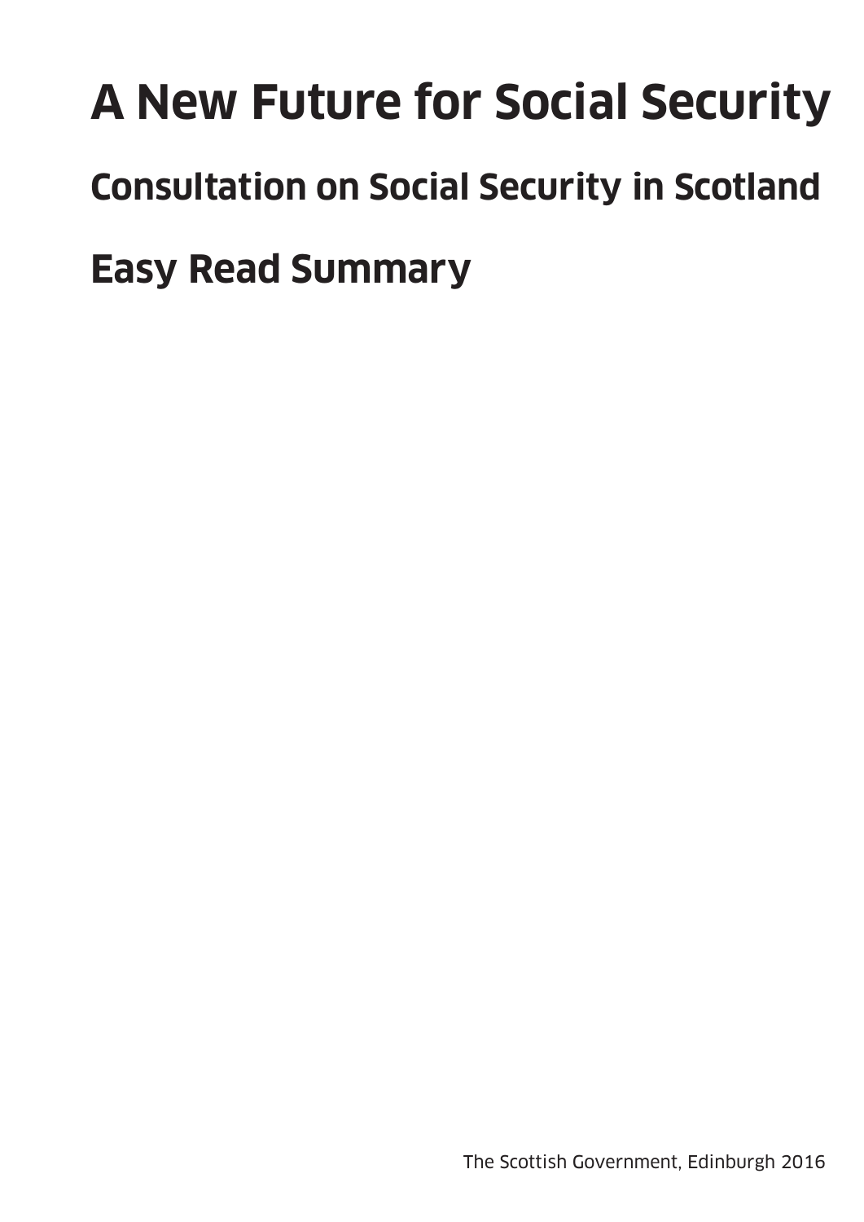# A New Future for Social Security

## Consultation on Social Security in Scotland

## Easy Read Summary

The Scottish Government, Edinburgh 2016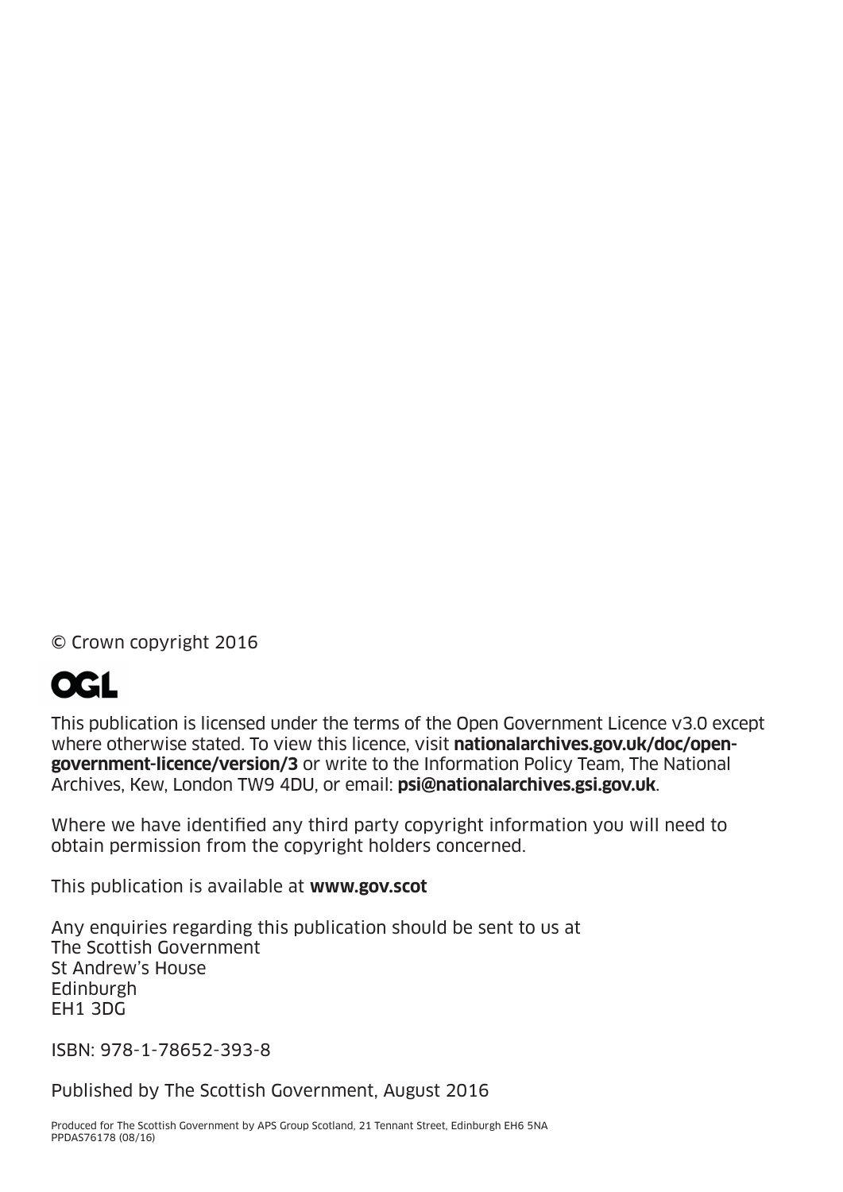© Crown copyright 2016

OGL

This publication is licensed under the terms of the Open Government Licence v3.0 except where otherwise stated. To view this licence, visit **nationalarchives.gov.uk/doc/open-government-licence/version/3** or write to the Information Policy Team, The National Archives, Kew, London TW9 4DU, or email: **psi@nationalarchives.gsi.gov.uk**.

Where we have identified any third party copyright information you will need to obtain permission from the copyright holders concerned.

This publication is available at **www.gov.scot**

Any enquiries regarding this publication should be sent to us at
The Scottish Government
St Andrew's House
Edinburgh
EH1 3DG

ISBN: 978-1-78652-393-8

Published by The Scottish Government, August 2016

Produced for The Scottish Government by APS Group Scotland, 21 Tennant Street, Edinburgh EH6 5NA
PPDAS76178 (08/16)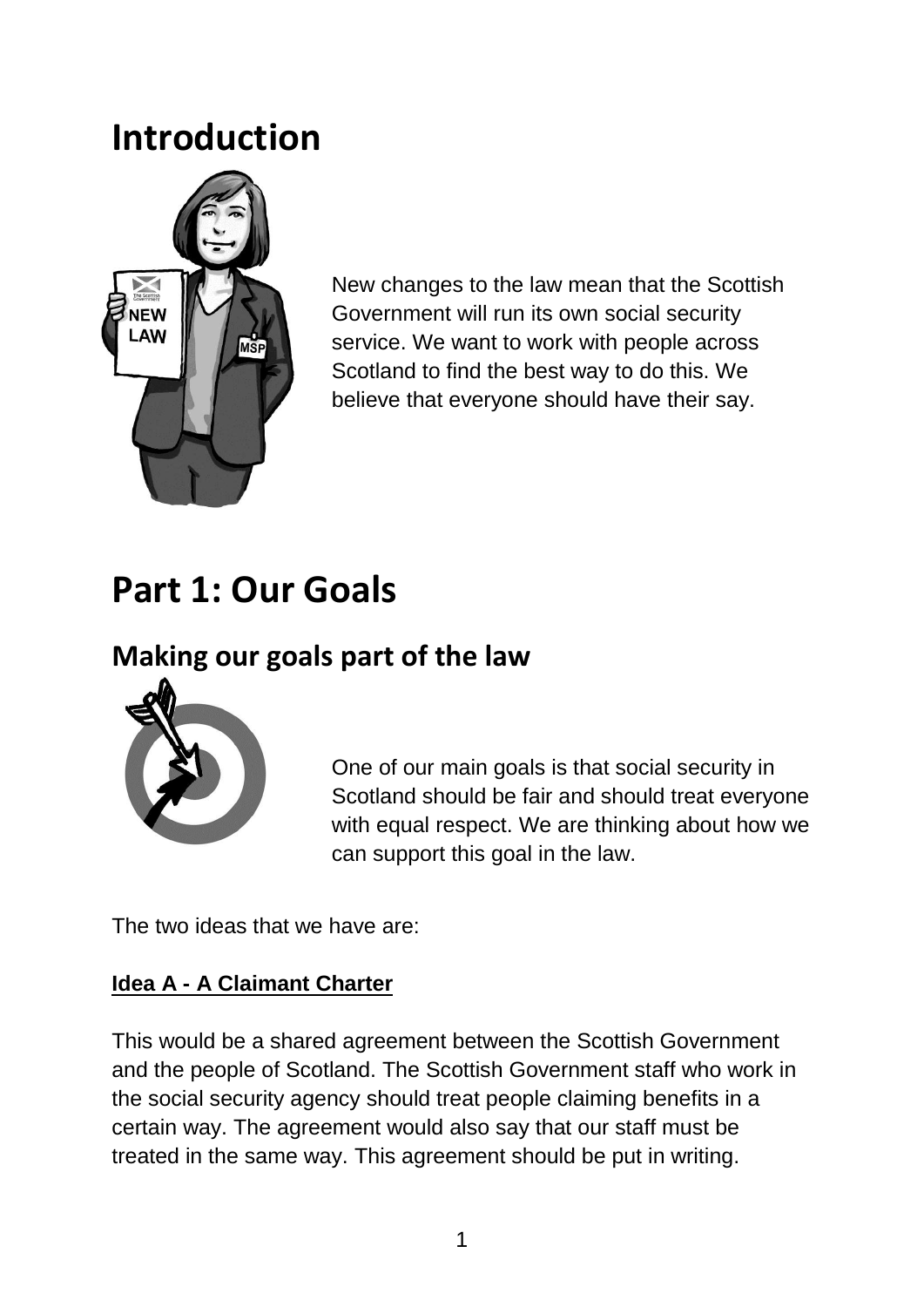# Introduction

New changes to the law mean that the Scottish Government will run its own social security service. We want to work with people across Scotland to find the best way to do this. We believe that everyone should have their say.

# Part 1: Our Goals

## Making our goals part of the law

One of our main goals is that social security in Scotland should be fair and should treat everyone with equal respect. We are thinking about how we can support this goal in the law.

The two ideas that we have are:

**Idea A - A Claimant Charter**

This would be a shared agreement between the Scottish Government and the people of Scotland. The Scottish Government staff who work in the social security agency should treat people claiming benefits in a certain way. The agreement would also say that our staff must be treated in the same way. This agreement should be put in writing.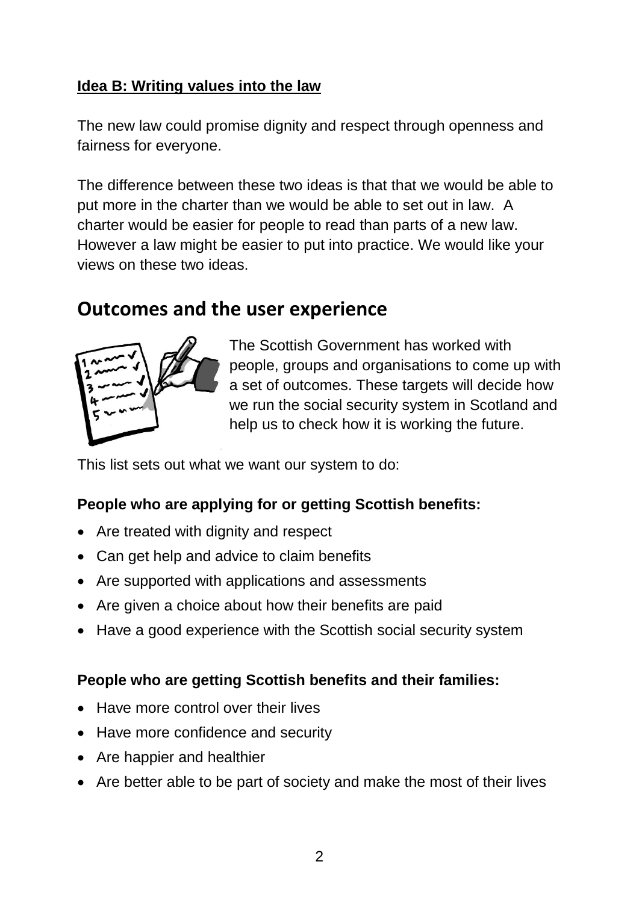**Idea B: Writing values into the law**

The new law could promise dignity and respect through openness and fairness for everyone.

The difference between these two ideas is that that we would be able to put more in the charter than we would be able to set out in law. A charter would be easier for people to read than parts of a new law. However a law might be easier to put into practice. We would like your views on these two ideas.

## Outcomes and the user experience

The Scottish Government has worked with people, groups and organisations to come up with a set of outcomes. These targets will decide how we run the social security system in Scotland and help us to check how it is working the future.

This list sets out what we want our system to do:

**People who are applying for or getting Scottish benefits:**

- Are treated with dignity and respect
- Can get help and advice to claim benefits
- Are supported with applications and assessments
- Are given a choice about how their benefits are paid
- Have a good experience with the Scottish social security system

**People who are getting Scottish benefits and their families:**

- Have more control over their lives
- Have more confidence and security
- Are happier and healthier
- Are better able to be part of society and make the most of their lives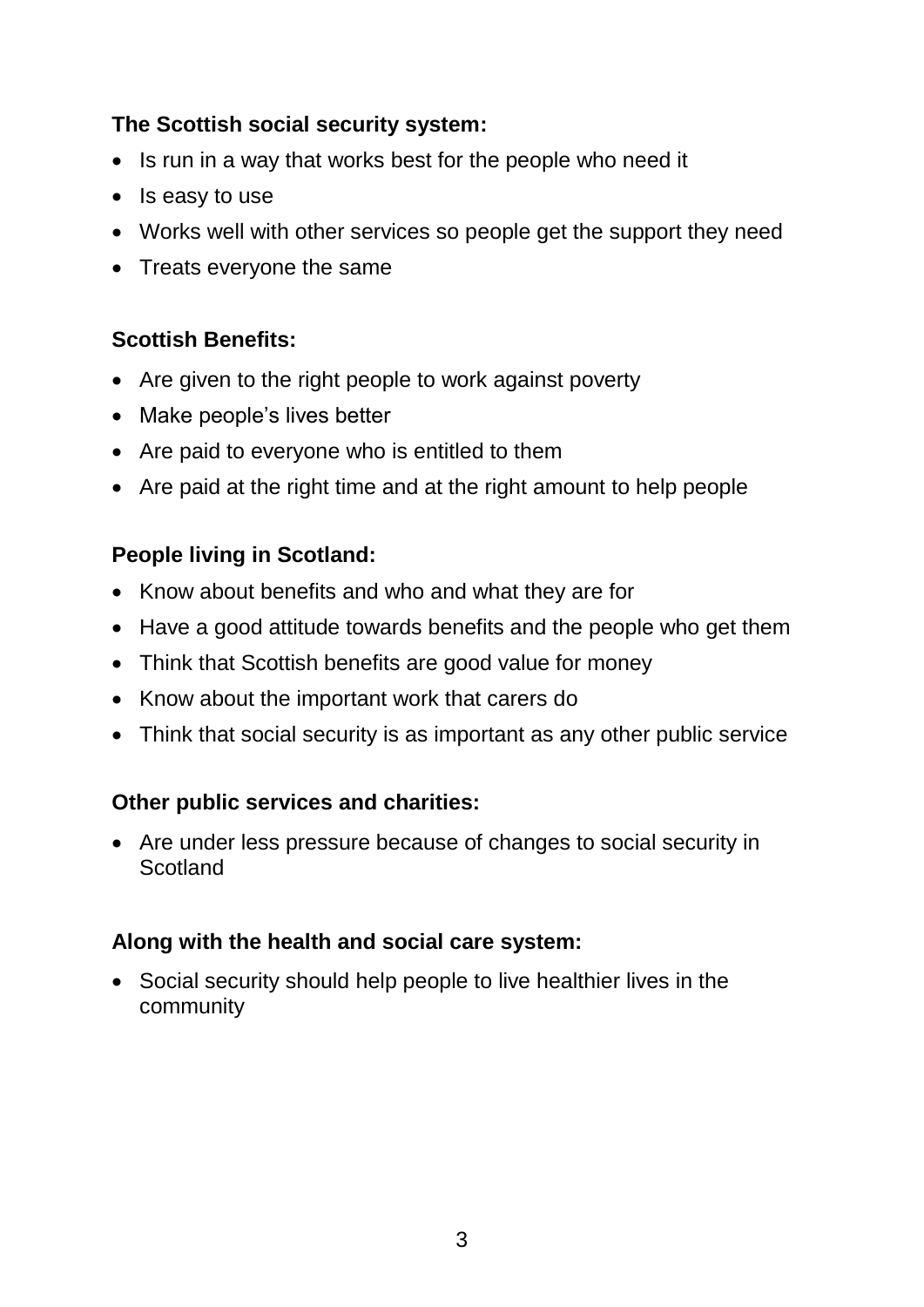**The Scottish social security system:**

- Is run in a way that works best for the people who need it
- Is easy to use
- Works well with other services so people get the support they need
- Treats everyone the same

**Scottish Benefits:**

- Are given to the right people to work against poverty
- Make people's lives better
- Are paid to everyone who is entitled to them
- Are paid at the right time and at the right amount to help people

**People living in Scotland:**

- Know about benefits and who and what they are for
- Have a good attitude towards benefits and the people who get them
- Think that Scottish benefits are good value for money
- Know about the important work that carers do
- Think that social security is as important as any other public service

**Other public services and charities:**

- Are under less pressure because of changes to social security in Scotland

**Along with the health and social care system:**

- Social security should help people to live healthier lives in the community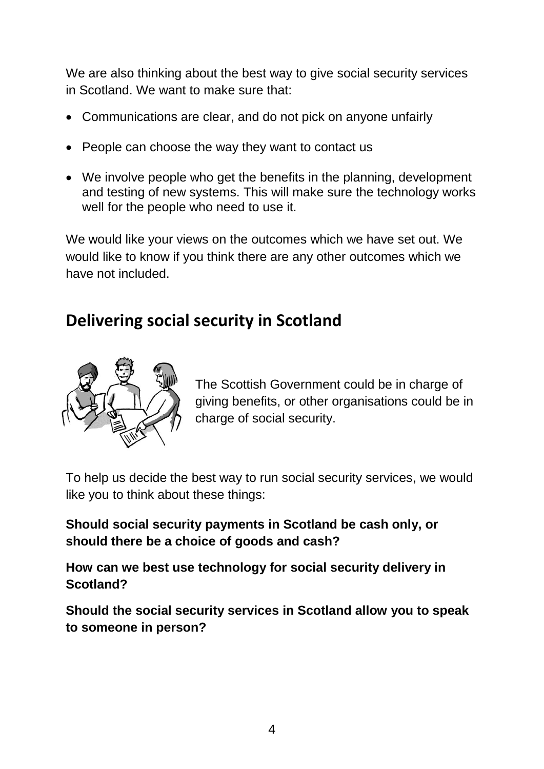We are also thinking about the best way to give social security services in Scotland. We want to make sure that:

- Communications are clear, and do not pick on anyone unfairly
- People can choose the way they want to contact us
- We involve people who get the benefits in the planning, development and testing of new systems. This will make sure the technology works well for the people who need to use it.

We would like your views on the outcomes which we have set out. We would like to know if you think there are any other outcomes which we have not included.

## Delivering social security in Scotland

The Scottish Government could be in charge of giving benefits, or other organisations could be in charge of social security.

To help us decide the best way to run social security services, we would like you to think about these things:

**Should social security payments in Scotland be cash only, or should there be a choice of goods and cash?**

**How can we best use technology for social security delivery in Scotland?**

**Should the social security services in Scotland allow you to speak to someone in person?**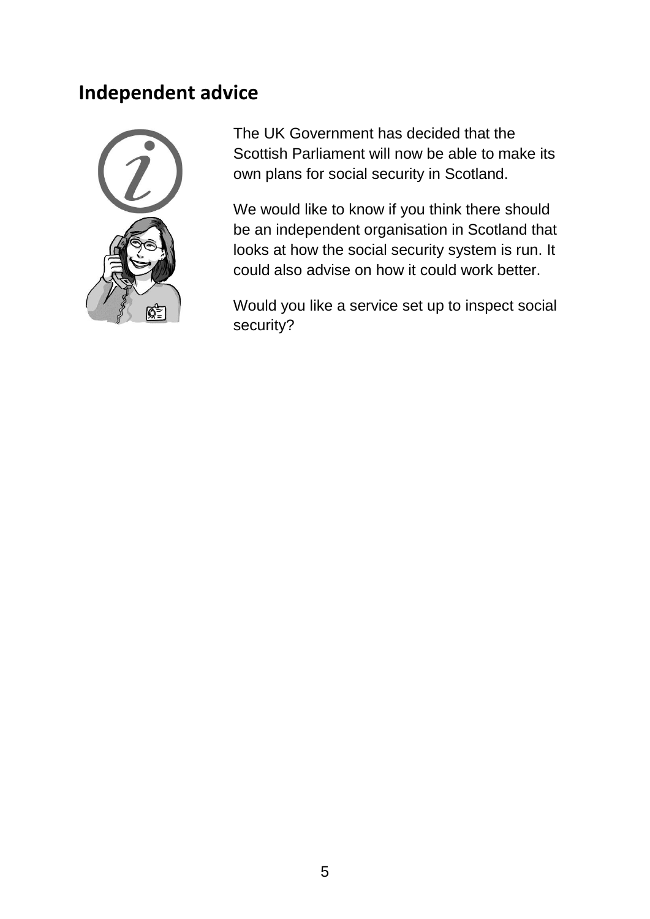## Independent advice

The UK Government has decided that the Scottish Parliament will now be able to make its own plans for social security in Scotland.

We would like to know if you think there should be an independent organisation in Scotland that looks at how the social security system is run. It could also advise on how it could work better.

Would you like a service set up to inspect social security?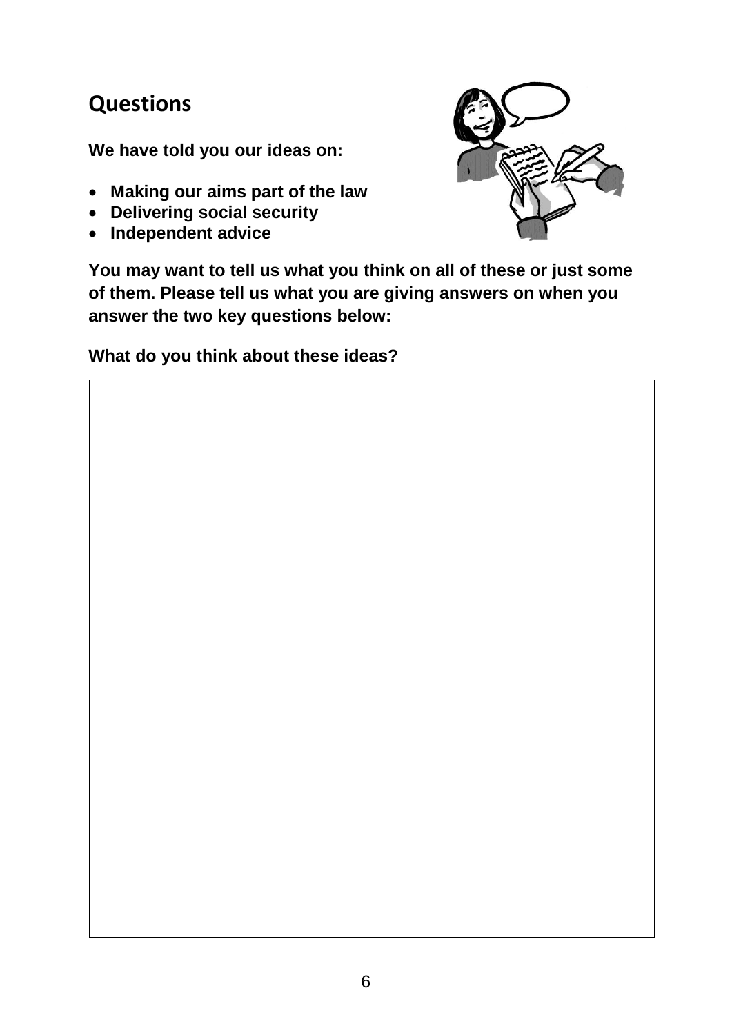## Questions

**We have told you our ideas on:**

- **Making our aims part of the law**
- **Delivering social security**
- **Independent advice**

**You may want to tell us what you think on all of these or just some of them. Please tell us what you are giving answers on when you answer the two key questions below:**

**What do you think about these ideas?**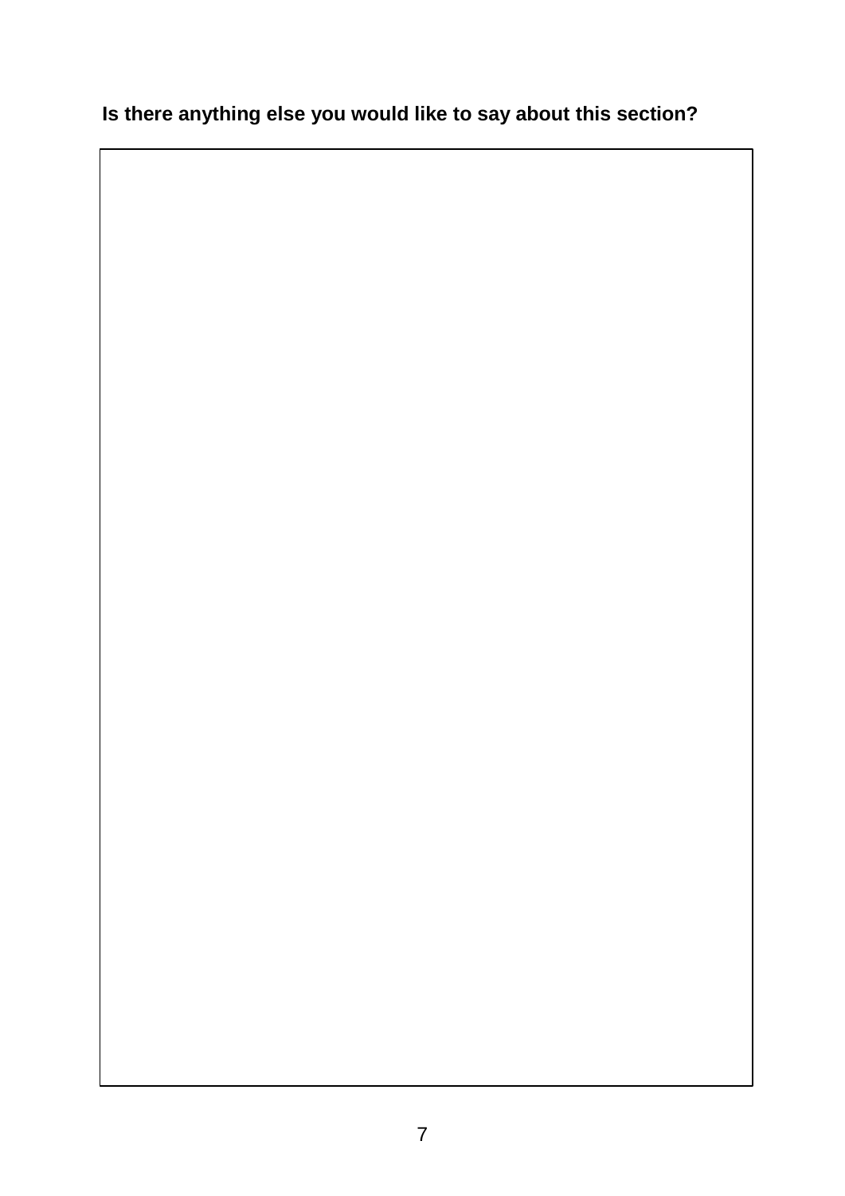**Is there anything else you would like to say about this section?**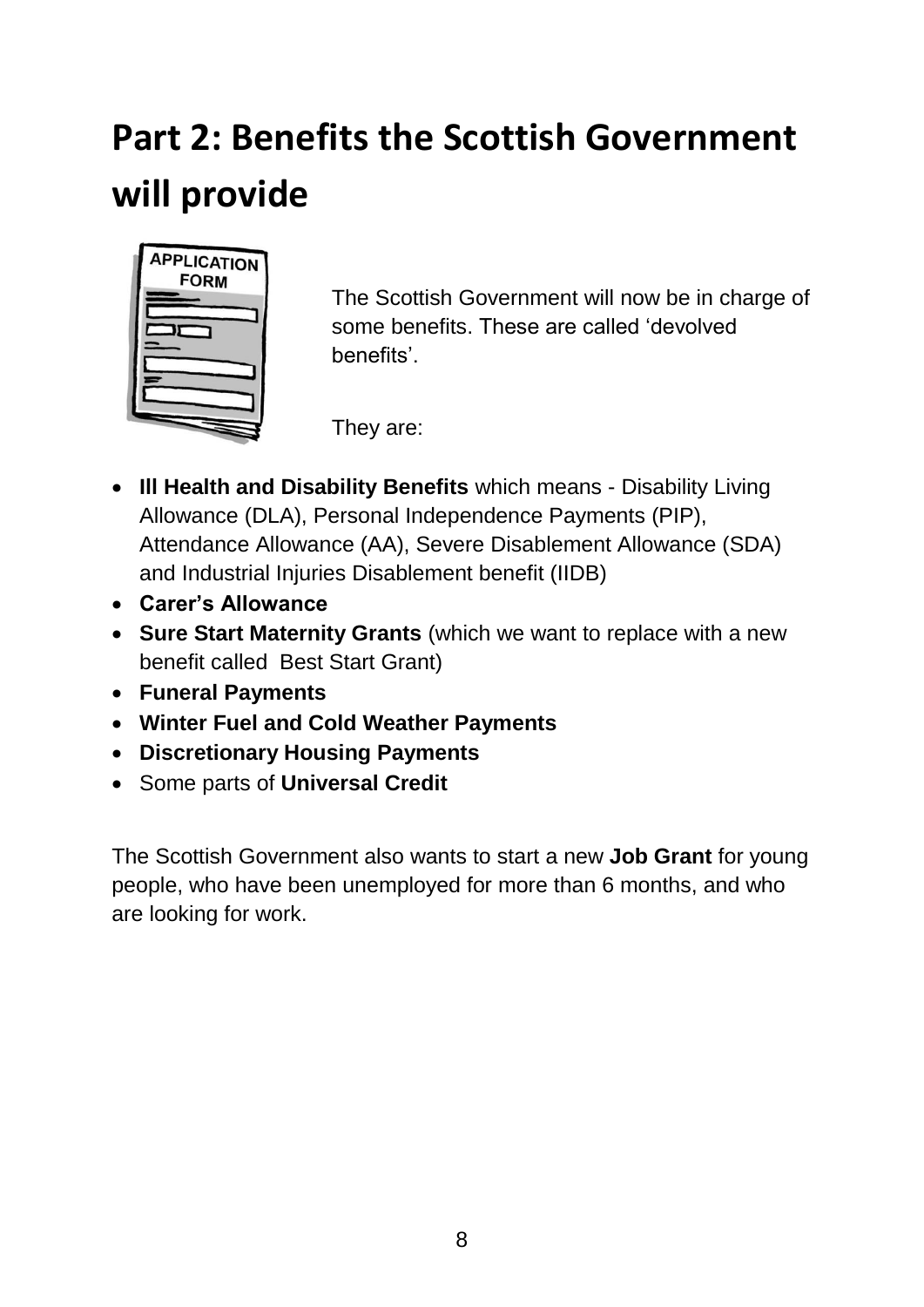# Part 2: Benefits the Scottish Government will provide

The Scottish Government will now be in charge of some benefits. These are called 'devolved benefits'.

They are:

- **Ill Health and Disability Benefits** which means - Disability Living Allowance (DLA), Personal Independence Payments (PIP), Attendance Allowance (AA), Severe Disablement Allowance (SDA) and Industrial Injuries Disablement benefit (IIDB)
- **Carer's Allowance**
- **Sure Start Maternity Grants** (which we want to replace with a new benefit called Best Start Grant)
- **Funeral Payments**
- **Winter Fuel and Cold Weather Payments**
- **Discretionary Housing Payments**
- Some parts of **Universal Credit**

The Scottish Government also wants to start a new **Job Grant** for young people, who have been unemployed for more than 6 months, and who are looking for work.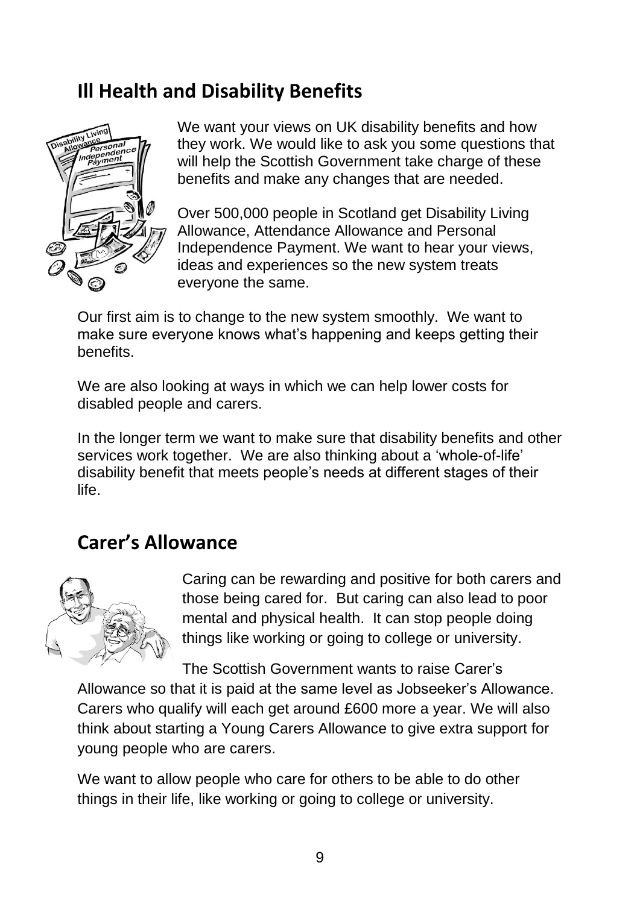## Ill Health and Disability Benefits

We want your views on UK disability benefits and how they work. We would like to ask you some questions that will help the Scottish Government take charge of these benefits and make any changes that are needed.

Over 500,000 people in Scotland get Disability Living Allowance, Attendance Allowance and Personal Independence Payment. We want to hear your views, ideas and experiences so the new system treats everyone the same.

Our first aim is to change to the new system smoothly. We want to make sure everyone knows what's happening and keeps getting their benefits.

We are also looking at ways in which we can help lower costs for disabled people and carers.

In the longer term we want to make sure that disability benefits and other services work together. We are also thinking about a 'whole-of-life' disability benefit that meets people's needs at different stages of their life.

## Carer's Allowance

Caring can be rewarding and positive for both carers and those being cared for. But caring can also lead to poor mental and physical health. It can stop people doing things like working or going to college or university.

The Scottish Government wants to raise Carer's Allowance so that it is paid at the same level as Jobseeker's Allowance. Carers who qualify will each get around £600 more a year. We will also think about starting a Young Carers Allowance to give extra support for young people who are carers.

We want to allow people who care for others to be able to do other things in their life, like working or going to college or university.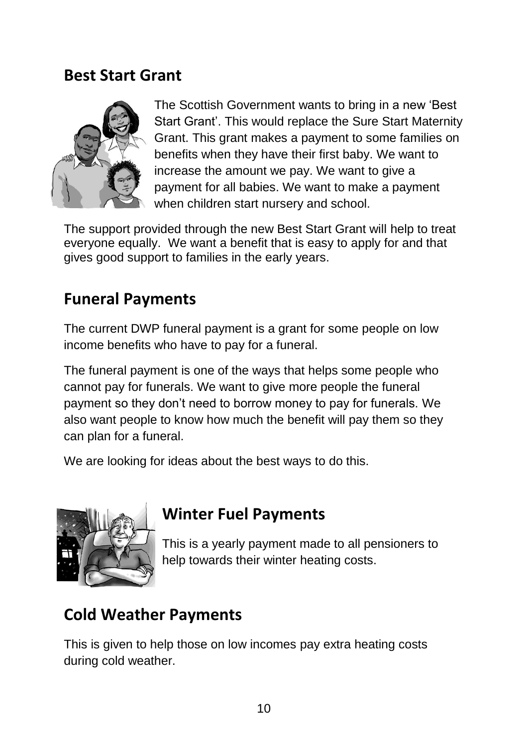## Best Start Grant

The Scottish Government wants to bring in a new 'Best Start Grant'. This would replace the Sure Start Maternity Grant. This grant makes a payment to some families on benefits when they have their first baby. We want to increase the amount we pay. We want to give a payment for all babies. We want to make a payment when children start nursery and school.

The support provided through the new Best Start Grant will help to treat everyone equally. We want a benefit that is easy to apply for and that gives good support to families in the early years.

## Funeral Payments

The current DWP funeral payment is a grant for some people on low income benefits who have to pay for a funeral.

The funeral payment is one of the ways that helps some people who cannot pay for funerals. We want to give more people the funeral payment so they don't need to borrow money to pay for funerals. We also want people to know how much the benefit will pay them so they can plan for a funeral.

We are looking for ideas about the best ways to do this.

## Winter Fuel Payments

This is a yearly payment made to all pensioners to help towards their winter heating costs.

## Cold Weather Payments

This is given to help those on low incomes pay extra heating costs during cold weather.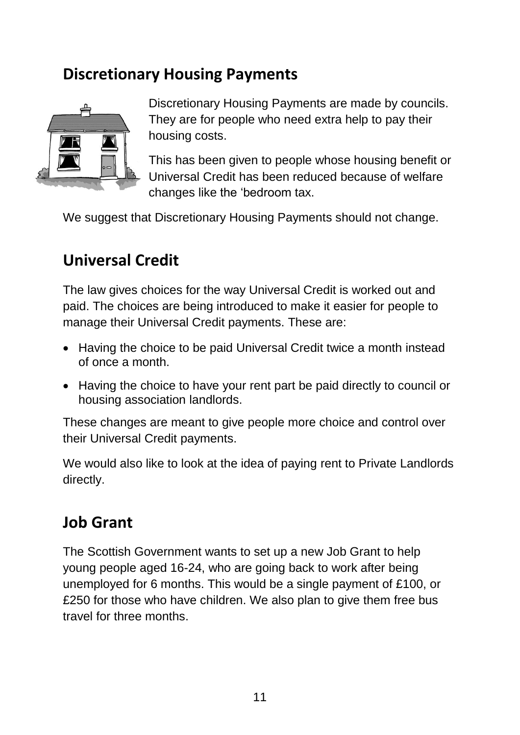## Discretionary Housing Payments

Discretionary Housing Payments are made by councils. They are for people who need extra help to pay their housing costs.

This has been given to people whose housing benefit or Universal Credit has been reduced because of welfare changes like the 'bedroom tax.

We suggest that Discretionary Housing Payments should not change.

## Universal Credit

The law gives choices for the way Universal Credit is worked out and paid. The choices are being introduced to make it easier for people to manage their Universal Credit payments. These are:

- Having the choice to be paid Universal Credit twice a month instead of once a month.
- Having the choice to have your rent part be paid directly to council or housing association landlords.

These changes are meant to give people more choice and control over their Universal Credit payments.

We would also like to look at the idea of paying rent to Private Landlords directly.

## Job Grant

The Scottish Government wants to set up a new Job Grant to help young people aged 16-24, who are going back to work after being unemployed for 6 months. This would be a single payment of £100, or £250 for those who have children. We also plan to give them free bus travel for three months.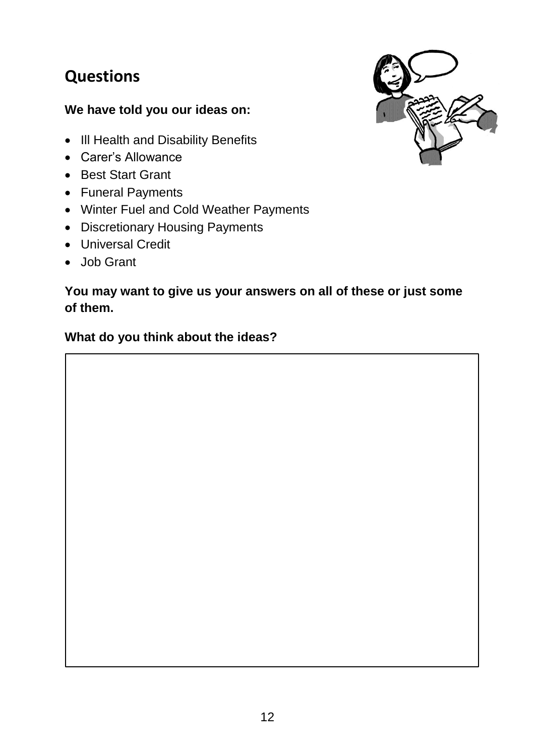## Questions

**We have told you our ideas on:**

- Ill Health and Disability Benefits
- Carer's Allowance
- Best Start Grant
- Funeral Payments
- Winter Fuel and Cold Weather Payments
- Discretionary Housing Payments
- Universal Credit
- Job Grant

**You may want to give us your answers on all of these or just some of them.**

**What do you think about the ideas?**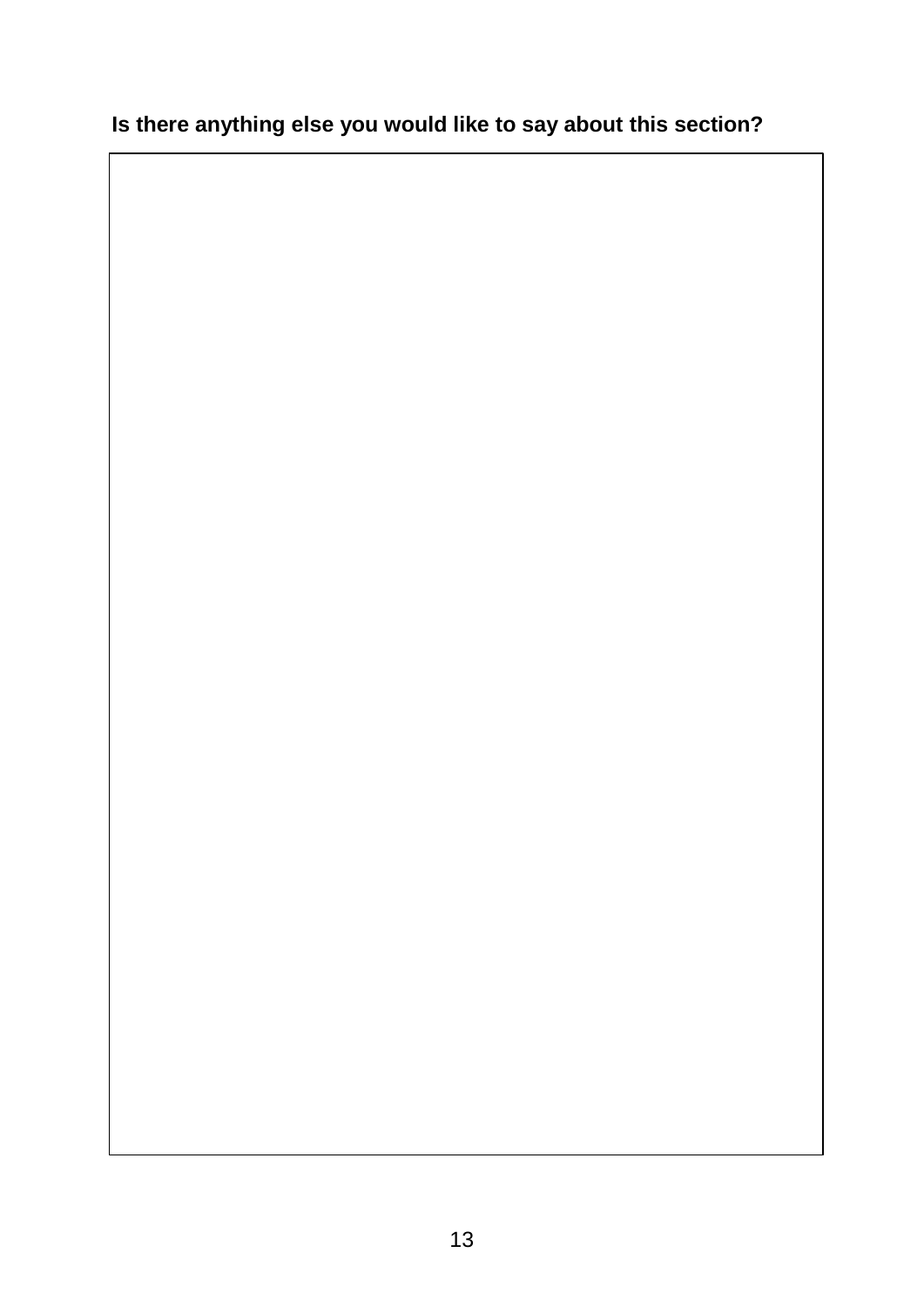**Is there anything else you would like to say about this section?**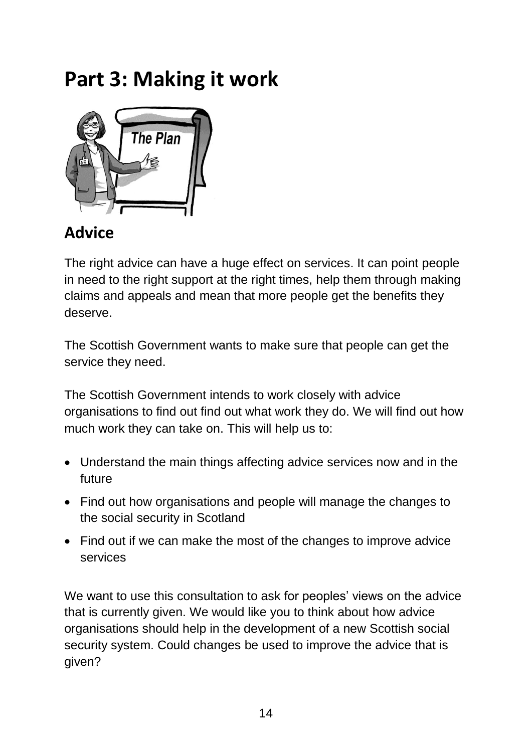# Part 3: Making it work

## Advice

The right advice can have a huge effect on services. It can point people in need to the right support at the right times, help them through making claims and appeals and mean that more people get the benefits they deserve.

The Scottish Government wants to make sure that people can get the service they need.

The Scottish Government intends to work closely with advice organisations to find out find out what work they do. We will find out how much work they can take on. This will help us to:

- Understand the main things affecting advice services now and in the future
- Find out how organisations and people will manage the changes to the social security in Scotland
- Find out if we can make the most of the changes to improve advice services

We want to use this consultation to ask for peoples' views on the advice that is currently given. We would like you to think about how advice organisations should help in the development of a new Scottish social security system. Could changes be used to improve the advice that is given?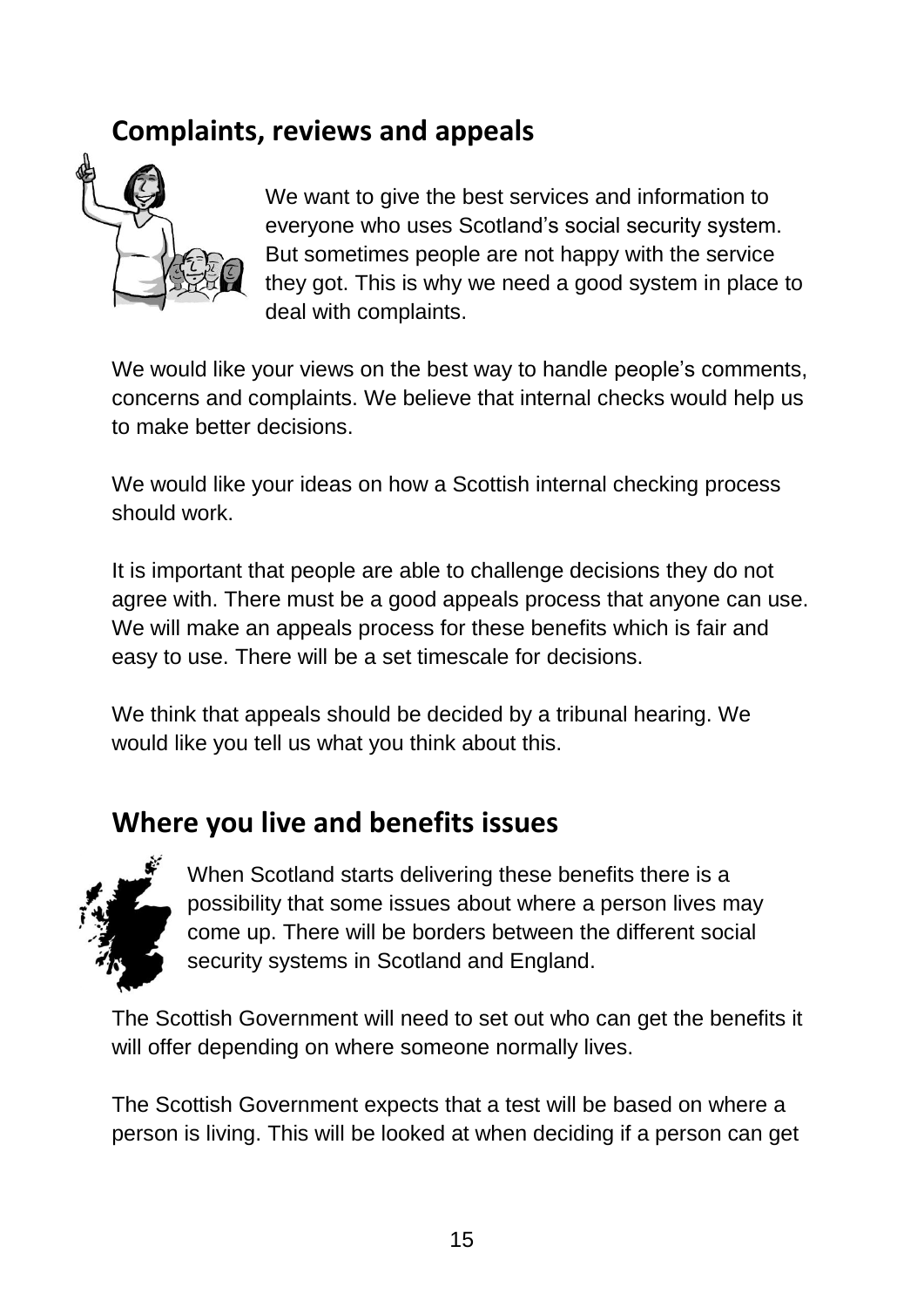## Complaints, reviews and appeals

We want to give the best services and information to everyone who uses Scotland's social security system. But sometimes people are not happy with the service they got. This is why we need a good system in place to deal with complaints.

We would like your views on the best way to handle people's comments, concerns and complaints. We believe that internal checks would help us to make better decisions.

We would like your ideas on how a Scottish internal checking process should work.

It is important that people are able to challenge decisions they do not agree with. There must be a good appeals process that anyone can use. We will make an appeals process for these benefits which is fair and easy to use. There will be a set timescale for decisions.

We think that appeals should be decided by a tribunal hearing. We would like you tell us what you think about this.

## Where you live and benefits issues

When Scotland starts delivering these benefits there is a possibility that some issues about where a person lives may come up. There will be borders between the different social security systems in Scotland and England.

The Scottish Government will need to set out who can get the benefits it will offer depending on where someone normally lives.

The Scottish Government expects that a test will be based on where a person is living. This will be looked at when deciding if a person can get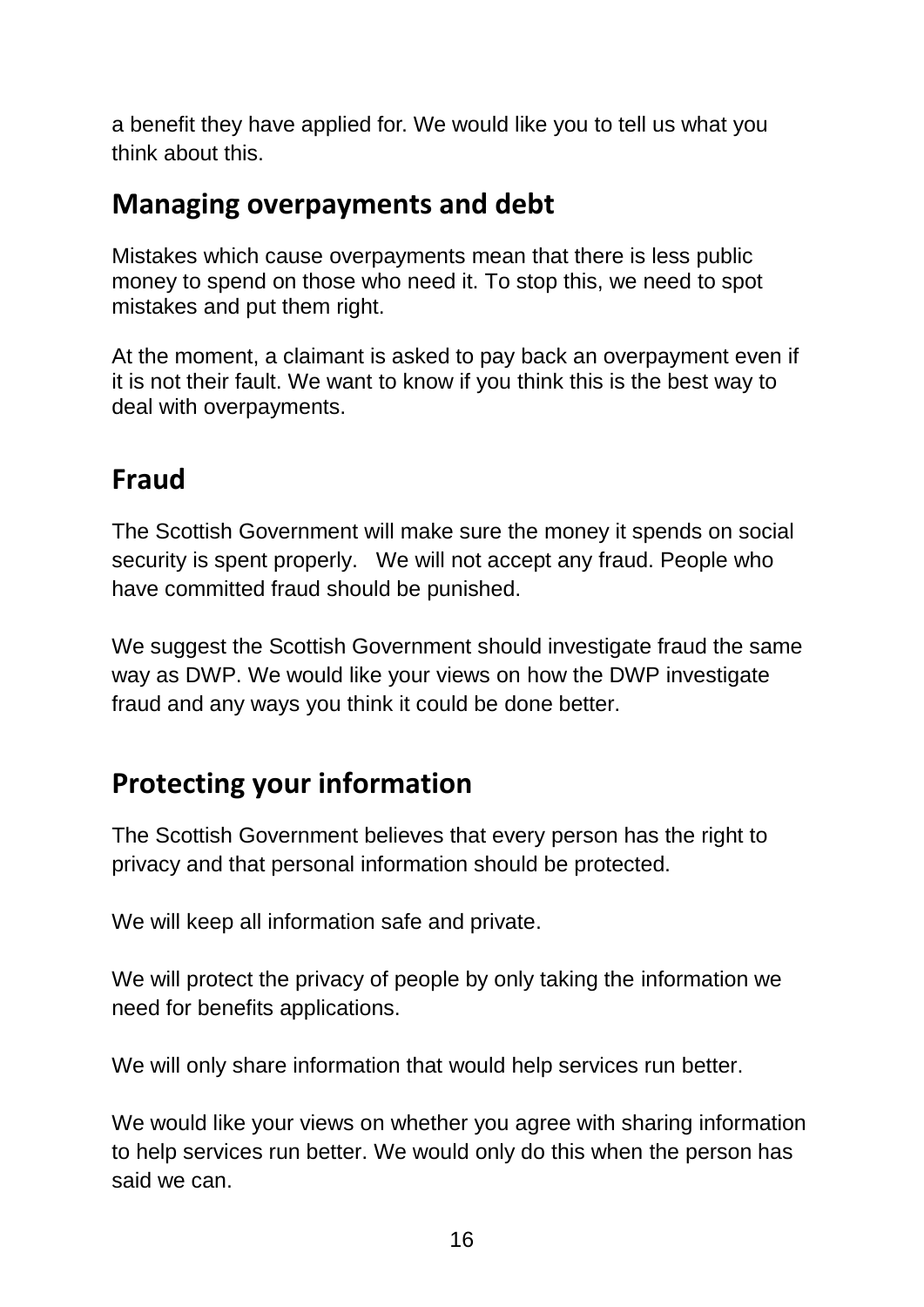a benefit they have applied for. We would like you to tell us what you think about this.

## Managing overpayments and debt

Mistakes which cause overpayments mean that there is less public money to spend on those who need it. To stop this, we need to spot mistakes and put them right.

At the moment, a claimant is asked to pay back an overpayment even if it is not their fault. We want to know if you think this is the best way to deal with overpayments.

## Fraud

The Scottish Government will make sure the money it spends on social security is spent properly. We will not accept any fraud. People who have committed fraud should be punished.

We suggest the Scottish Government should investigate fraud the same way as DWP. We would like your views on how the DWP investigate fraud and any ways you think it could be done better.

## Protecting your information

The Scottish Government believes that every person has the right to privacy and that personal information should be protected.

We will keep all information safe and private.

We will protect the privacy of people by only taking the information we need for benefits applications.

We will only share information that would help services run better.

We would like your views on whether you agree with sharing information to help services run better. We would only do this when the person has said we can.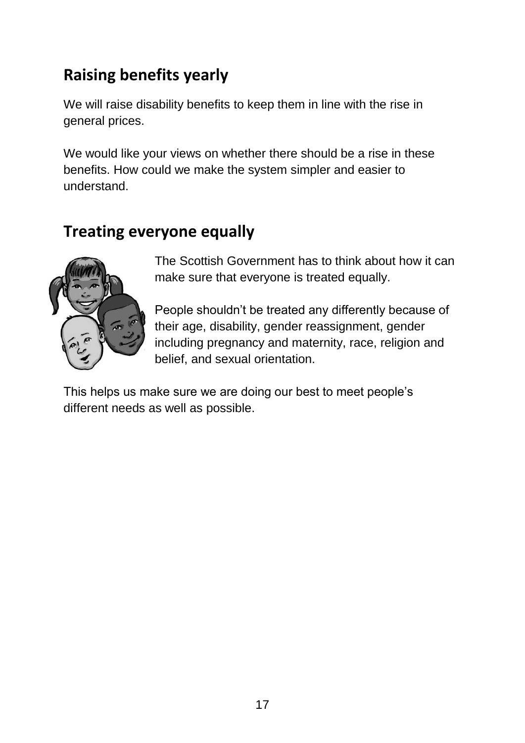## Raising benefits yearly

We will raise disability benefits to keep them in line with the rise in general prices.

We would like your views on whether there should be a rise in these benefits. How could we make the system simpler and easier to understand.

## Treating everyone equally

The Scottish Government has to think about how it can make sure that everyone is treated equally.

People shouldn't be treated any differently because of their age, disability, gender reassignment, gender including pregnancy and maternity, race, religion and belief, and sexual orientation.

This helps us make sure we are doing our best to meet people's different needs as well as possible.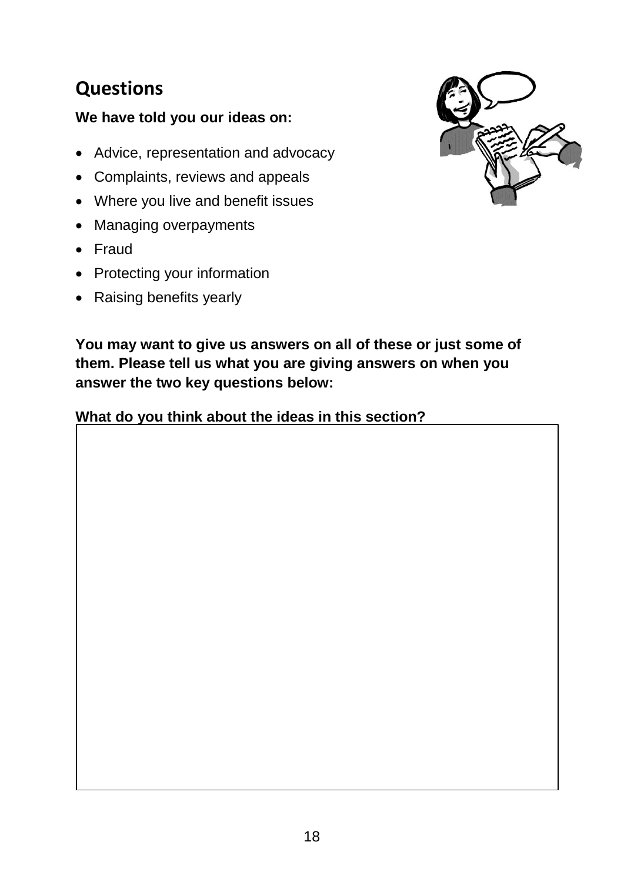## Questions

**We have told you our ideas on:**

- Advice, representation and advocacy
- Complaints, reviews and appeals
- Where you live and benefit issues
- Managing overpayments
- Fraud
- Protecting your information
- Raising benefits yearly

**You may want to give us answers on all of these or just some of them. Please tell us what you are giving answers on when you answer the two key questions below:**

**What do you think about the ideas in this section?**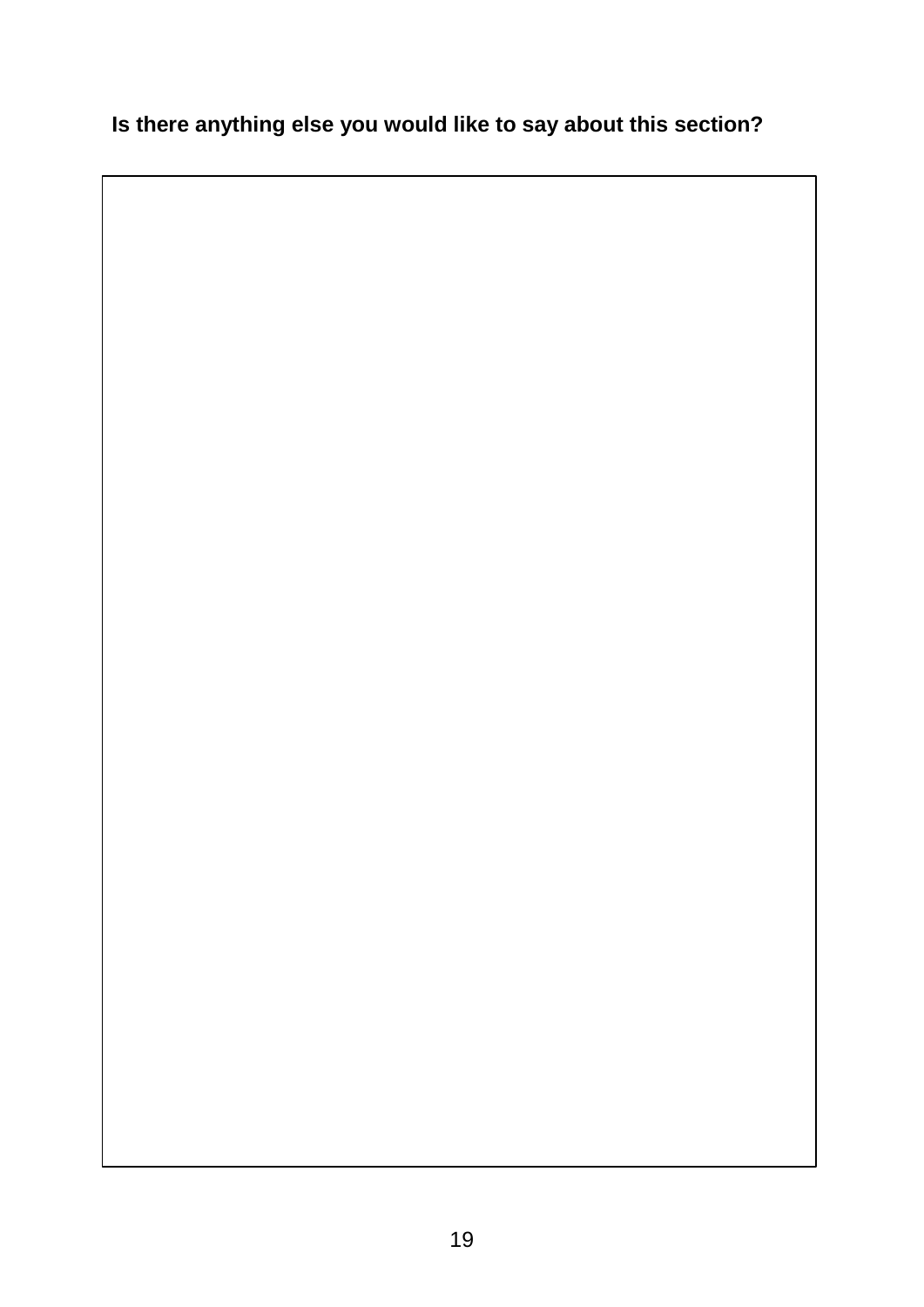**Is there anything else you would like to say about this section?**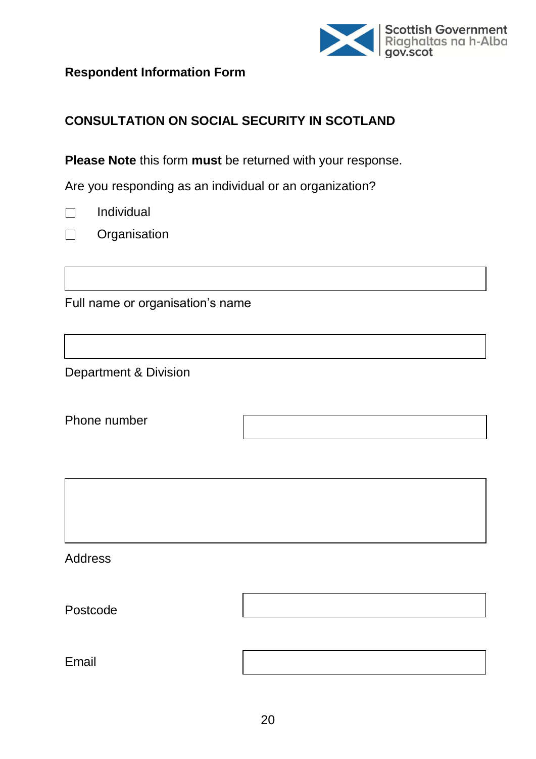Scottish Government
Riaghaltas na h-Alba
gov.scot

**Respondent Information Form**

**CONSULTATION ON SOCIAL SECURITY IN SCOTLAND**

**Please Note** this form **must** be returned with your response.

Are you responding as an individual or an organization?

☐ Individual

☐ Organisation

Full name or organisation's name

Department & Division

Phone number

Address

Postcode

Email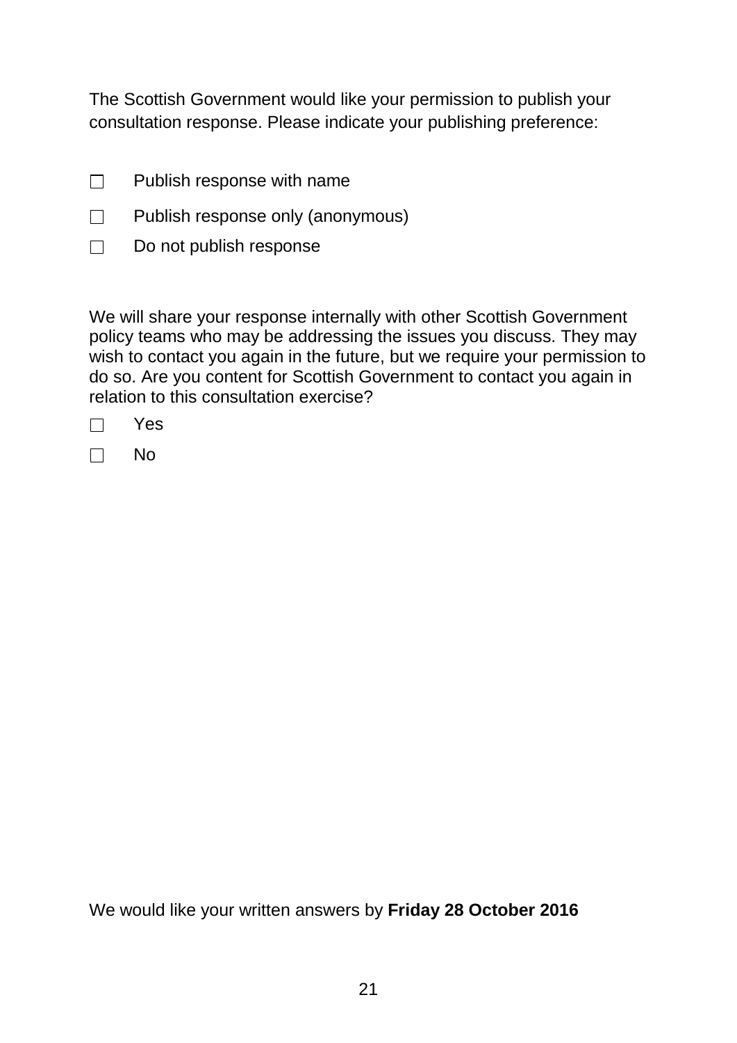The Scottish Government would like your permission to publish your consultation response. Please indicate your publishing preference:

☐ Publish response with name

☐ Publish response only (anonymous)

☐ Do not publish response

We will share your response internally with other Scottish Government policy teams who may be addressing the issues you discuss. They may wish to contact you again in the future, but we require your permission to do so. Are you content for Scottish Government to contact you again in relation to this consultation exercise?

☐ Yes

☐ No

We would like your written answers by **Friday 28 October 2016**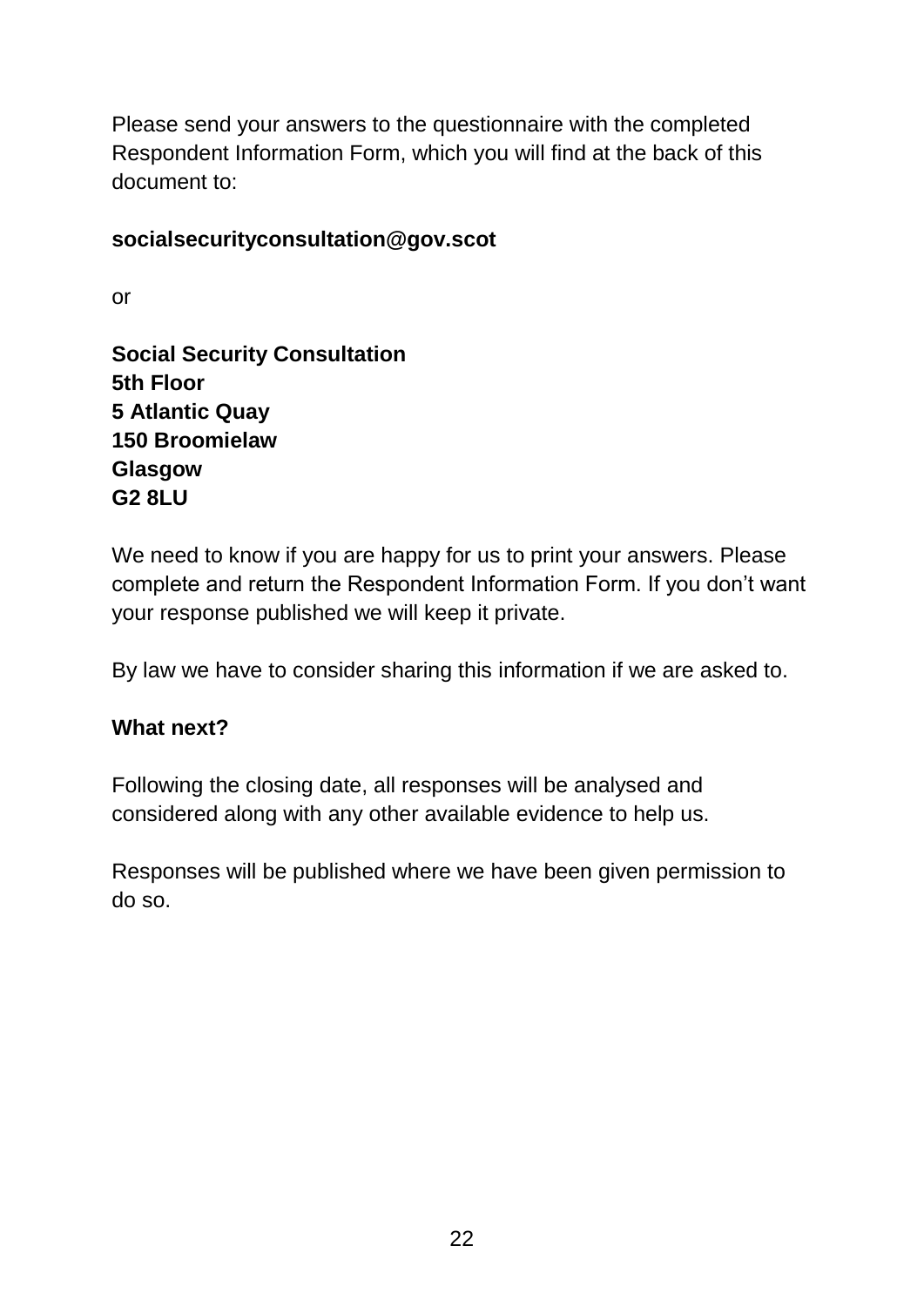Please send your answers to the questionnaire with the completed Respondent Information Form, which you will find at the back of this document to:

**socialsecurityconsultation@gov.scot**

or

**Social Security Consultation**
**5th Floor**
**5 Atlantic Quay**
**150 Broomielaw**
**Glasgow**
**G2 8LU**

We need to know if you are happy for us to print your answers. Please complete and return the Respondent Information Form. If you don't want your response published we will keep it private.

By law we have to consider sharing this information if we are asked to.

**What next?**

Following the closing date, all responses will be analysed and considered along with any other available evidence to help us.

Responses will be published where we have been given permission to do so.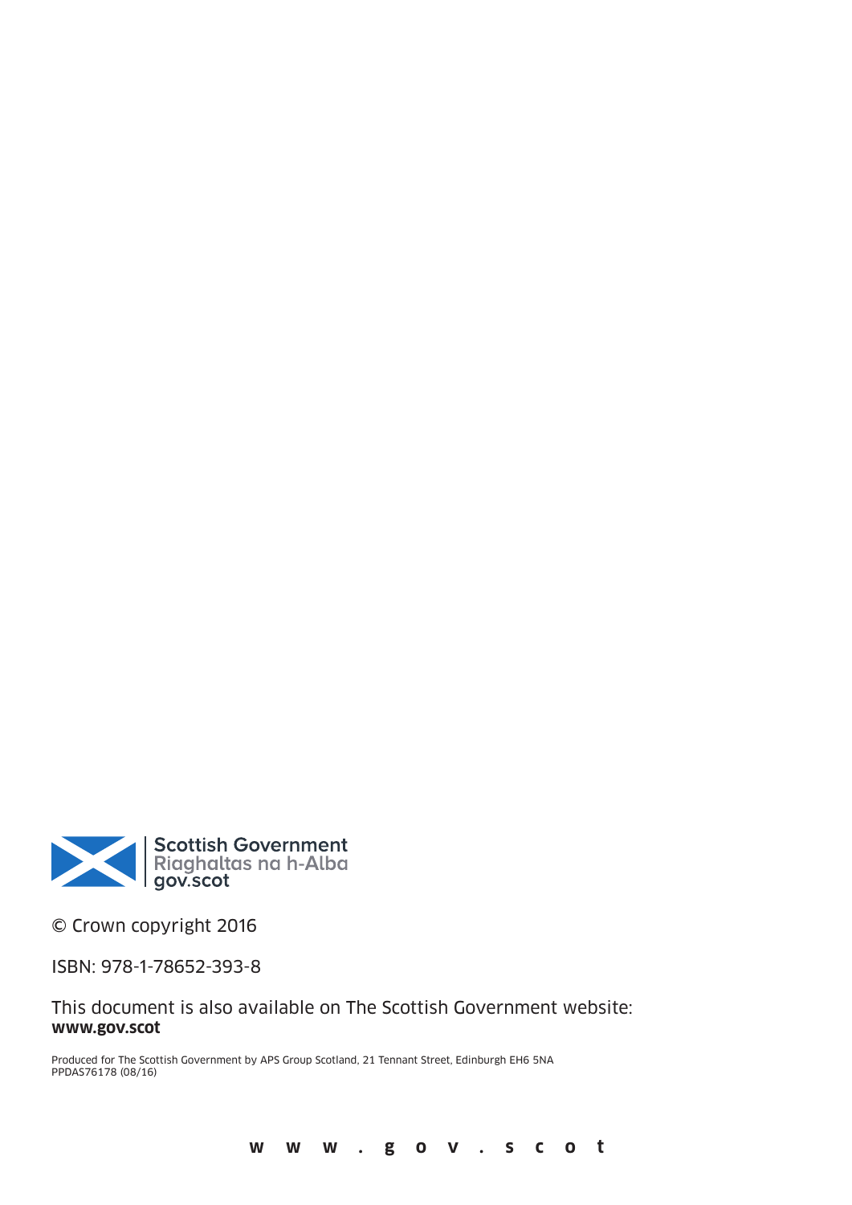Scottish Government
Riaghaltas na h-Alba
gov.scot

© Crown copyright 2016

ISBN: 978-1-78652-393-8

This document is also available on The Scottish Government website:
**www.gov.scot**

Produced for The Scottish Government by APS Group Scotland, 21 Tennant Street, Edinburgh EH6 5NA
PPDAS76178 (08/16)

**w w w . g o v . s c o t**